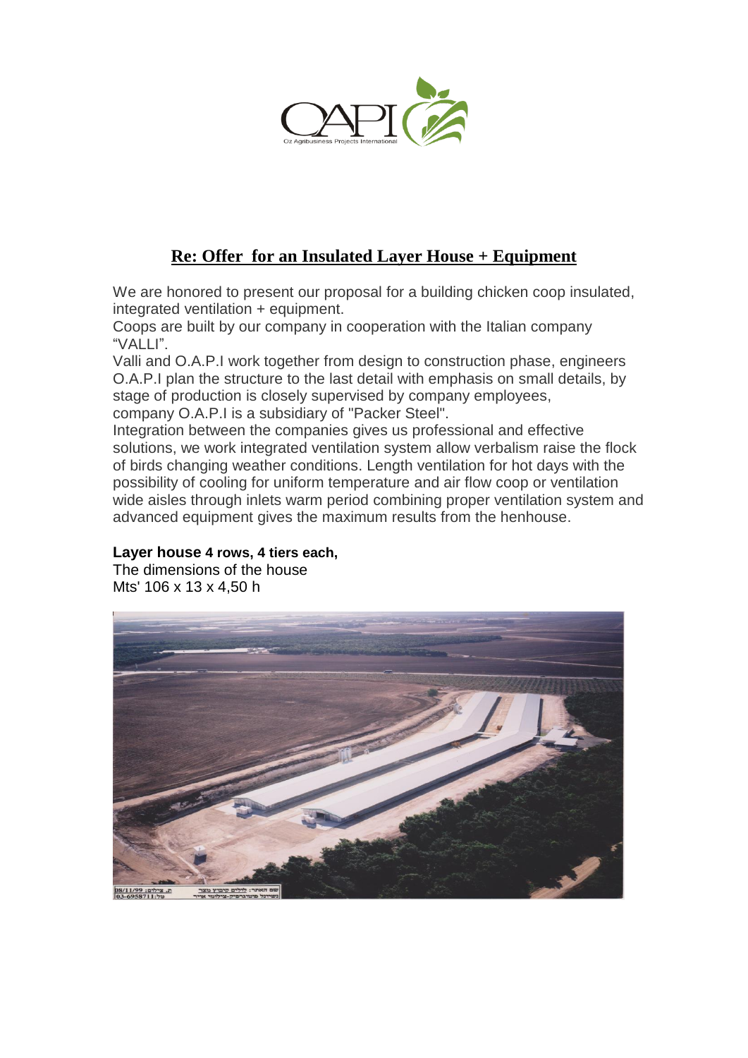## Re: Offer for an Insulated Layer House + Equipment

We are honored to present our proposal for a building chicken coop insulated, integrated ventilation + equipment.

Coops are built by our company in cooperation with the Italian company "VALLI".

Valli and O.A.P.I work together from design to construction phase, engineers O.A.P.I plan the structure to the last detail with emphasis on small details, by stage of production is closely supervised by company employees, company O.A.P.I is a subsidiary of "Packer Steel".

Integration between the companies gives us professional and effective solutions, we work integrated ventilation system allow verbalism raise the flock of birds changing weather conditions. Length ventilation for hot days with the possibility of cooling for uniform temperature and air flow coop or ventilation wide aisles through inlets warm period combining proper ventilation system and advanced equipment gives the maximum results from the henhouse.

**Layer house 4 rows, 4 tiers each,**
The dimensions of the house
Mts' 106 x 13 x 4,50 h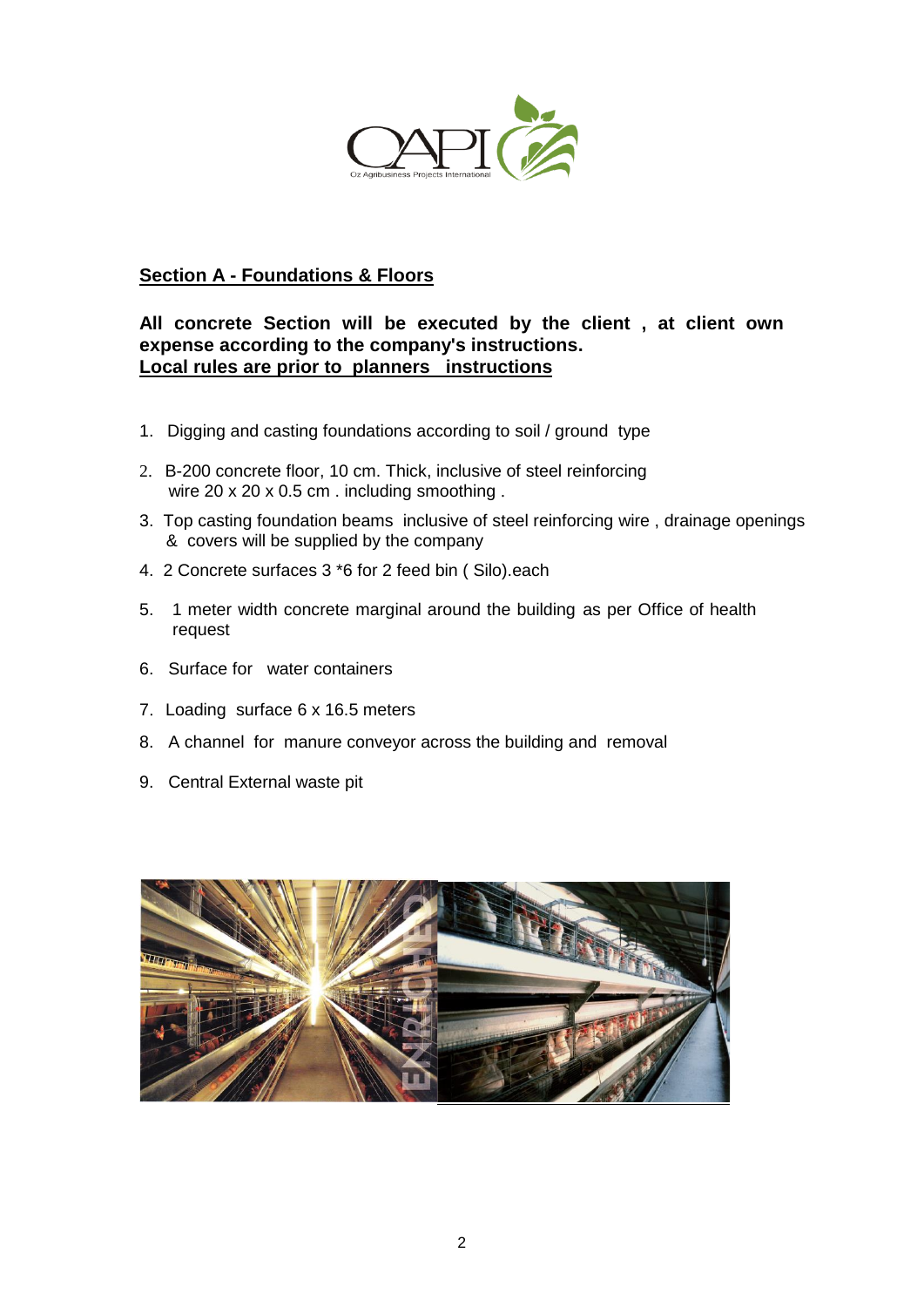## Section A - Foundations & Floors

**All concrete Section will be executed by the client , at client own expense according to the company's instructions.**
**Local rules are prior to planners instructions**

1. Digging and casting foundations according to soil / ground type
2. B-200 concrete floor, 10 cm. Thick, inclusive of steel reinforcing wire 20 x 20 x 0.5 cm . including smoothing .
3. Top casting foundation beams inclusive of steel reinforcing wire , drainage openings & covers will be supplied by the company
4. 2 Concrete surfaces 3 *6 for 2 feed bin ( Silo).each
5. 1 meter width concrete marginal around the building as per Office of health request
6. Surface for water containers
7. Loading surface 6 x 16.5 meters
8. A channel for manure conveyor across the building and removal
9. Central External waste pit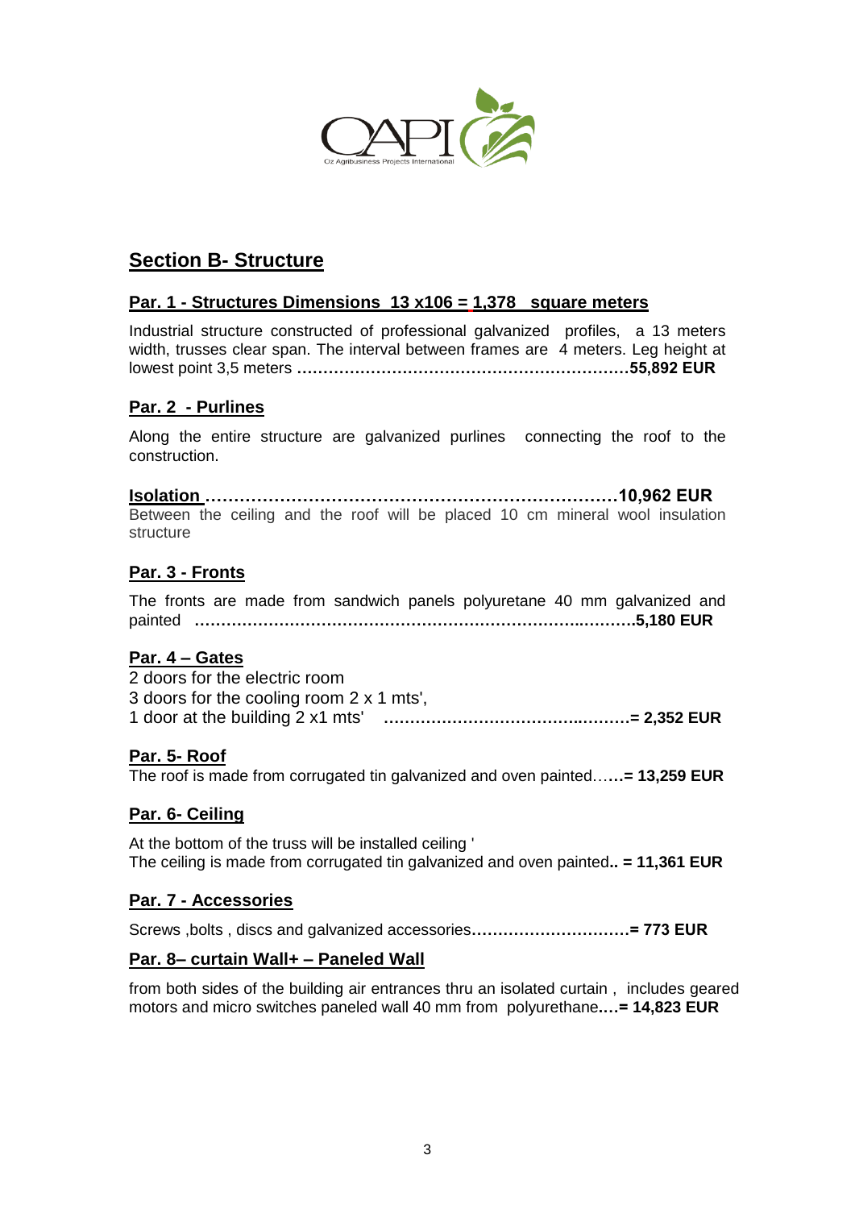## Section B- Structure

### Par. 1 - Structures Dimensions 13 x106 = 1,378 square meters

Industrial structure constructed of professional galvanized profiles, a 13 meters width, trusses clear span. The interval between frames are 4 meters. Leg height at lowest point 3,5 meters **……………………………………………………….55,892 EUR**

### Par. 2 - Purlines

Along the entire structure are galvanized purlines connecting the roof to the construction.

**Isolation ………………………………………………………………10,962 EUR**

Between the ceiling and the roof will be placed 10 cm mineral wool insulation structure

### Par. 3 - Fronts

The fronts are made from sandwich panels polyuretane 40 mm galvanized and painted **…………………………………………………………………..……….5,180 EUR**

### Par. 4 – Gates

2 doors for the electric room
3 doors for the cooling room 2 x 1 mts',
1 door at the building 2 x1 mts' **…………………………………..……..= 2,352 EUR**

### Par. 5- Roof

The roof is made from corrugated tin galvanized and oven painted…**…= 13,259 EUR**

### Par. 6- Ceiling

At the bottom of the truss will be installed ceiling '
The ceiling is made from corrugated tin galvanized and oven painted**.. = 11,361 EUR**

### Par. 7 - Accessories

Screws ,bolts , discs and galvanized accessories**…………………………= 773 EUR**

### Par. 8– curtain Wall+ – Paneled Wall

from both sides of the building air entrances thru an isolated curtain , includes geared motors and micro switches paneled wall 40 mm from polyurethane**….= 14,823 EUR**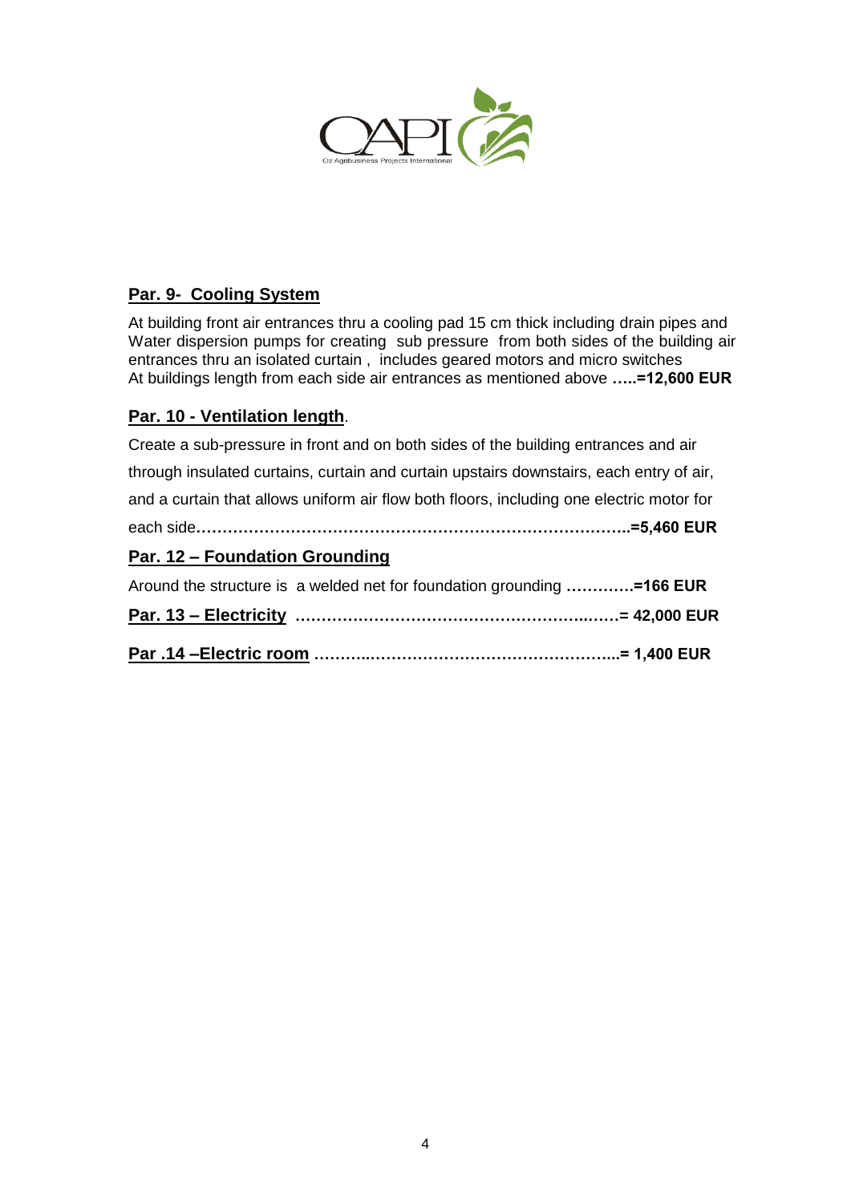**Par. 9- Cooling System**

At building front air entrances thru a cooling pad 15 cm thick including drain pipes and Water dispersion pumps for creating sub pressure from both sides of the building air entrances thru an isolated curtain , includes geared motors and micro switches
At buildings length from each side air entrances as mentioned above **…..=12,600 EUR**

**Par. 10 - Ventilation length**.

Create a sub-pressure in front and on both sides of the building entrances and air through insulated curtains, curtain and curtain upstairs downstairs, each entry of air, and a curtain that allows uniform air flow both floors, including one electric motor for each side**……………………………………………………………………..=5,460 EUR**

**Par. 12 – Foundation Grounding**

Around the structure is a welded net for foundation grounding **………….=166 EUR**

**Par. 13 – Electricity ………………………………………………..……= 42,000 EUR**

**Par .14 –Electric room ………..………………………………………...= 1,400 EUR**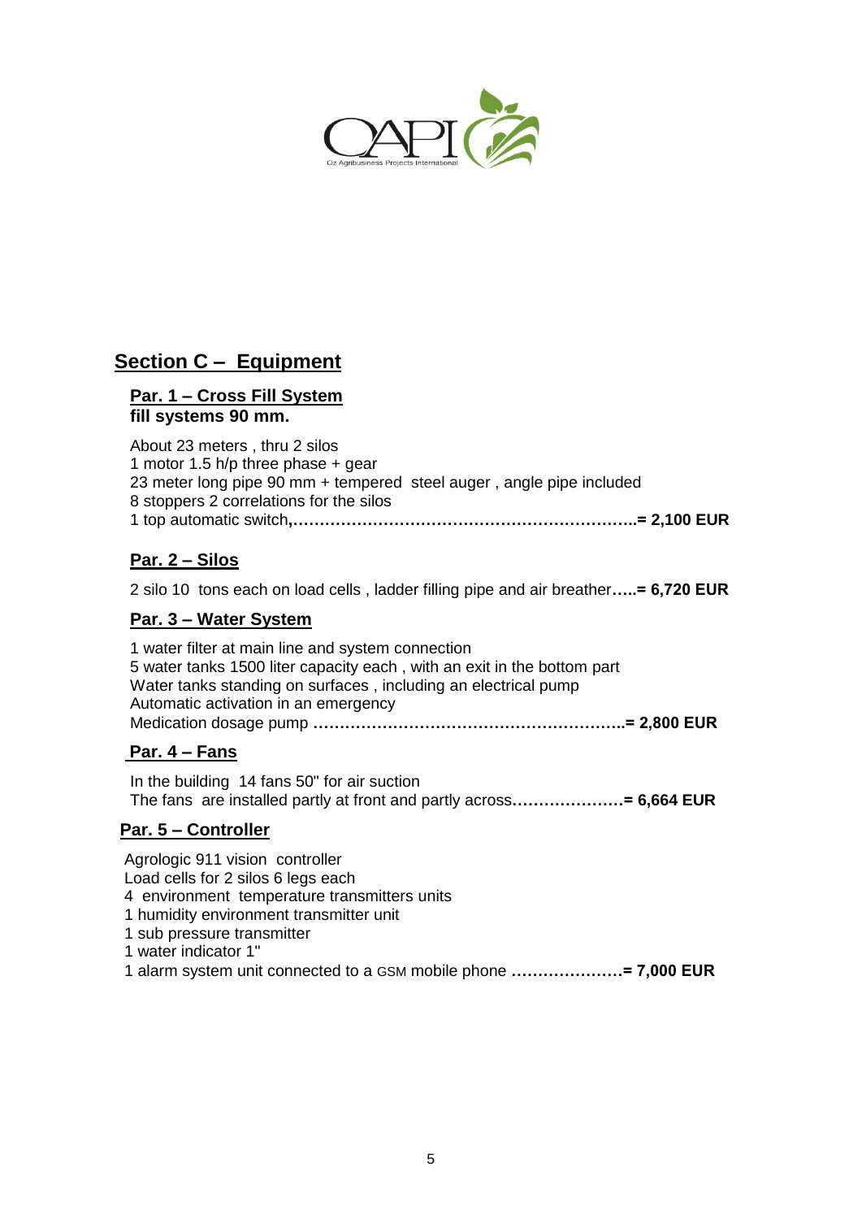## Section C – Equipment

### Par. 1 – Cross Fill System

**fill systems 90 mm.**

About 23 meters , thru 2 silos
1 motor 1.5 h/p three phase + gear
23 meter long pipe 90 mm + tempered steel auger , angle pipe included
8 stoppers 2 correlations for the silos
1 top automatic switch**,………………………………………………………..= 2,100 EUR**

### Par. 2 – Silos

2 silo 10 tons each on load cells , ladder filling pipe and air breather**…..= 6,720 EUR**

### Par. 3 – Water System

1 water filter at main line and system connection
5 water tanks 1500 liter capacity each , with an exit in the bottom part
Water tanks standing on surfaces , including an electrical pump
Automatic activation in an emergency
Medication dosage pump **…………………………………………………..= 2,800 EUR**

### Par. 4 – Fans

In the building 14 fans 50" for air suction
The fans are installed partly at front and partly across**…………………= 6,664 EUR**

### Par. 5 – Controller

Agrologic 911 vision controller
Load cells for 2 silos 6 legs each
4 environment temperature transmitters units
1 humidity environment transmitter unit
1 sub pressure transmitter
1 water indicator 1"
1 alarm system unit connected to a GSM mobile phone **…………………= 7,000 EUR**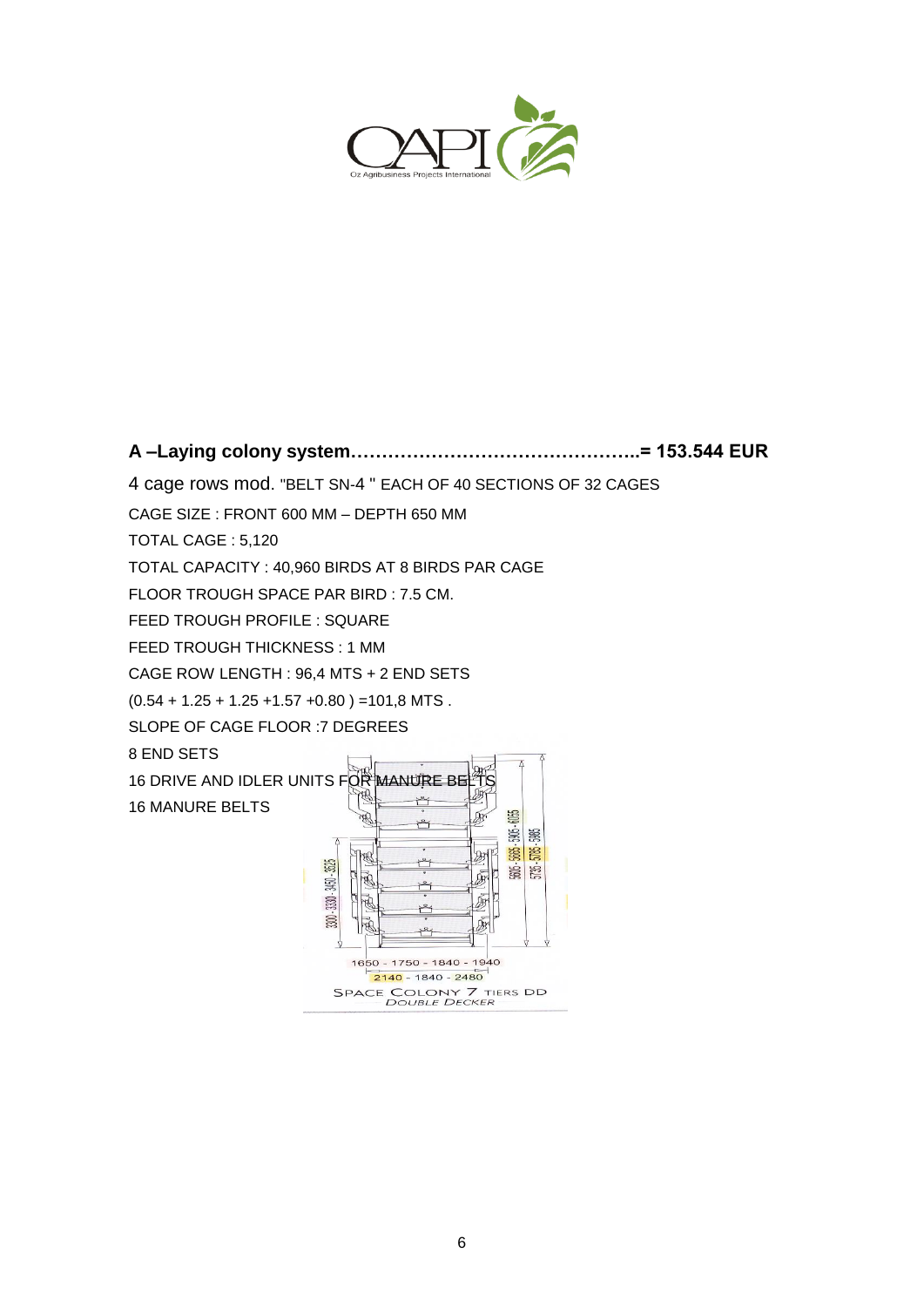**A –Laying colony system………………………………………..= 153.544 EUR**

4 cage rows mod. "BELT SN-4 " EACH OF 40 SECTIONS OF 32 CAGES

CAGE SIZE : FRONT 600 MM – DEPTH 650 MM

TOTAL CAGE : 5,120

TOTAL CAPACITY : 40,960 BIRDS AT 8 BIRDS PAR CAGE

FLOOR TROUGH SPACE PAR BIRD : 7.5 CM.

FEED TROUGH PROFILE : SQUARE

FEED TROUGH THICKNESS : 1 MM

CAGE ROW LENGTH : 96,4 MTS + 2 END SETS

(0.54 + 1.25 + 1.25 +1.57 +0.80 ) =101,8 MTS .

SLOPE OF CAGE FLOOR :7 DEGREES

8 END SETS

16 DRIVE AND IDLER UNITS FOR MANURE BELTS

16 MANURE BELTS

1650 - 1750 - 1840 - 1940

2140 - 1840 - 2480

SPACE COLONY 7 TIERS DD

*DOUBLE DECKER*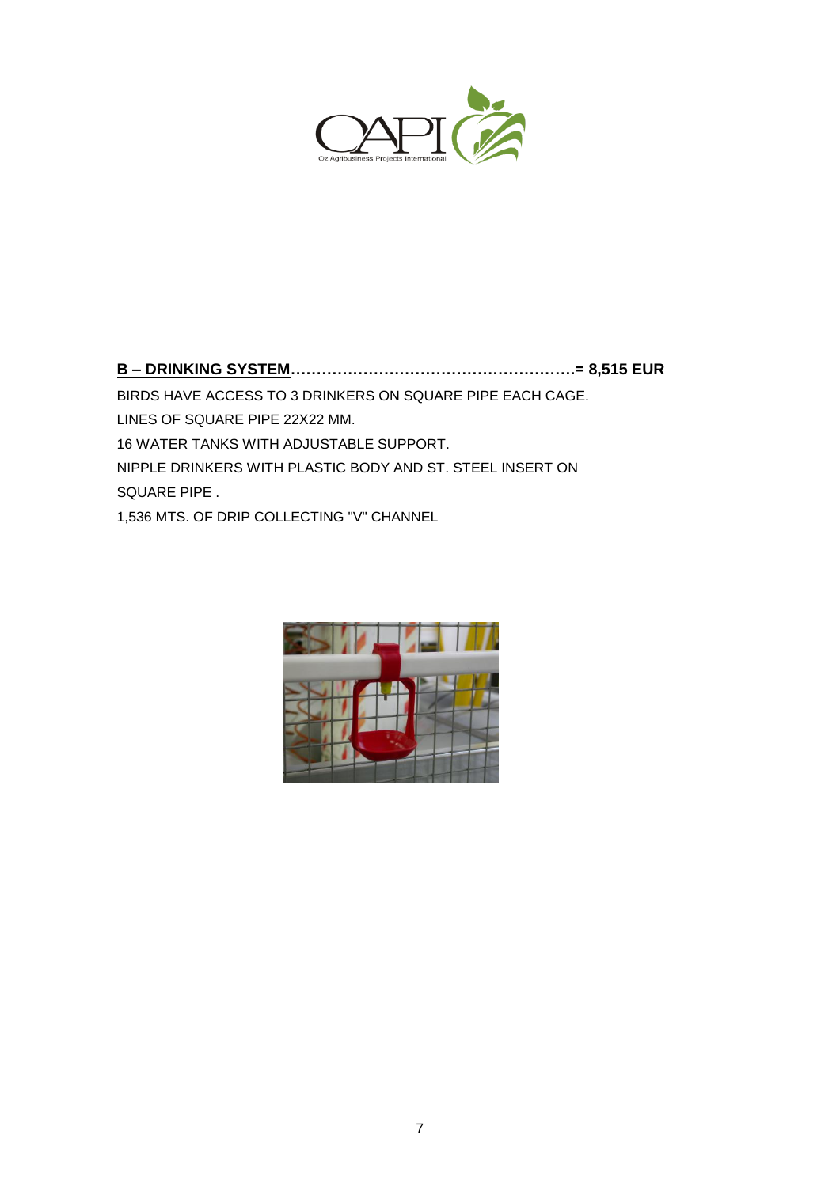**B – DRINKING SYSTEM………………………………………………….= 8,515 EUR**

BIRDS HAVE ACCESS TO 3 DRINKERS ON SQUARE PIPE EACH CAGE.

LINES OF SQUARE PIPE 22X22 MM.

16 WATER TANKS WITH ADJUSTABLE SUPPORT.

NIPPLE DRINKERS WITH PLASTIC BODY AND ST. STEEL INSERT ON SQUARE PIPE .

1,536 MTS. OF DRIP COLLECTING "V" CHANNEL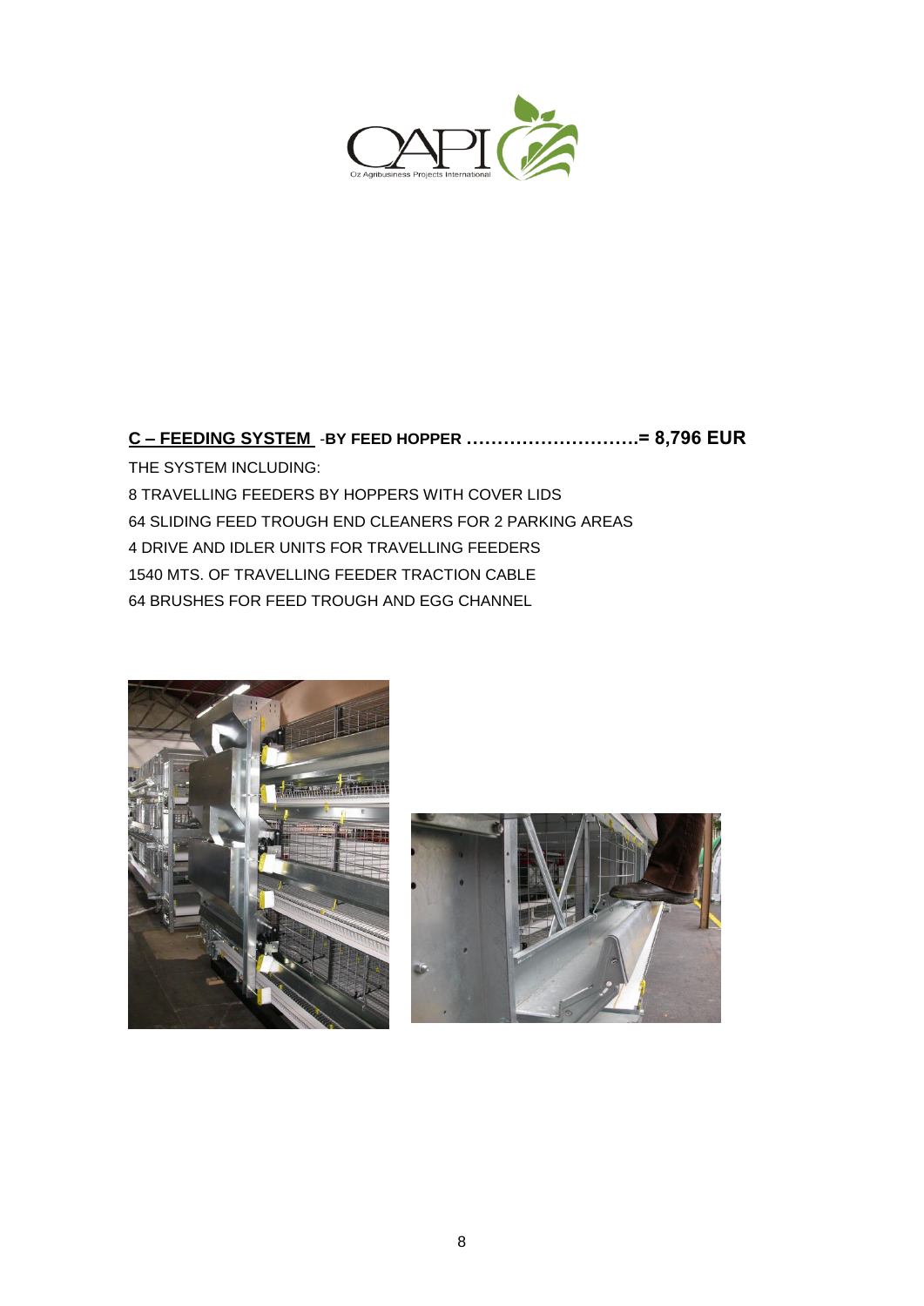**C – FEEDING SYSTEM** -**BY FEED HOPPER ……………………….= 8,796 EUR**

THE SYSTEM INCLUDING:

8 TRAVELLING FEEDERS BY HOPPERS WITH COVER LIDS

64 SLIDING FEED TROUGH END CLEANERS FOR 2 PARKING AREAS

4 DRIVE AND IDLER UNITS FOR TRAVELLING FEEDERS

1540 MTS. OF TRAVELLING FEEDER TRACTION CABLE

64 BRUSHES FOR FEED TROUGH AND EGG CHANNEL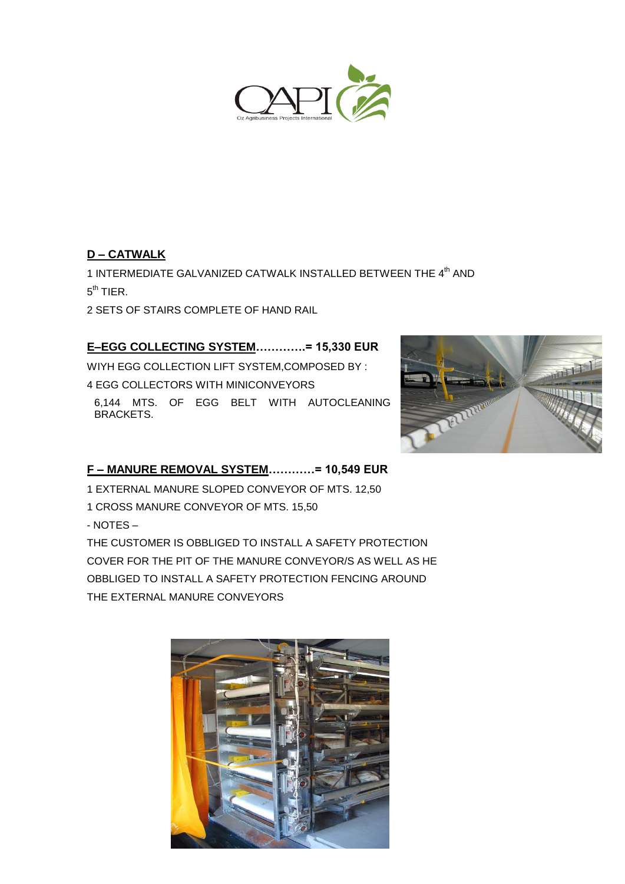## D – CATWALK

1 INTERMEDIATE GALVANIZED CATWALK INSTALLED BETWEEN THE 4$^{th}$ AND 5$^{th}$ TIER.

2 SETS OF STAIRS COMPLETE OF HAND RAIL

## E–EGG COLLECTING SYSTEM………….= 15,330 EUR

WIYH EGG COLLECTION LIFT SYSTEM,COMPOSED BY :

4 EGG COLLECTORS WITH MINICONVEYORS

6,144 MTS. OF EGG BELT WITH AUTOCLEANING BRACKETS.

## F – MANURE REMOVAL SYSTEM…………= 10,549 EUR

1 EXTERNAL MANURE SLOPED CONVEYOR OF MTS. 12,50

1 CROSS MANURE CONVEYOR OF MTS. 15,50

- NOTES –

THE CUSTOMER IS OBBLIGED TO INSTALL A SAFETY PROTECTION COVER FOR THE PIT OF THE MANURE CONVEYOR/S AS WELL AS HE OBBLIGED TO INSTALL A SAFETY PROTECTION FENCING AROUND THE EXTERNAL MANURE CONVEYORS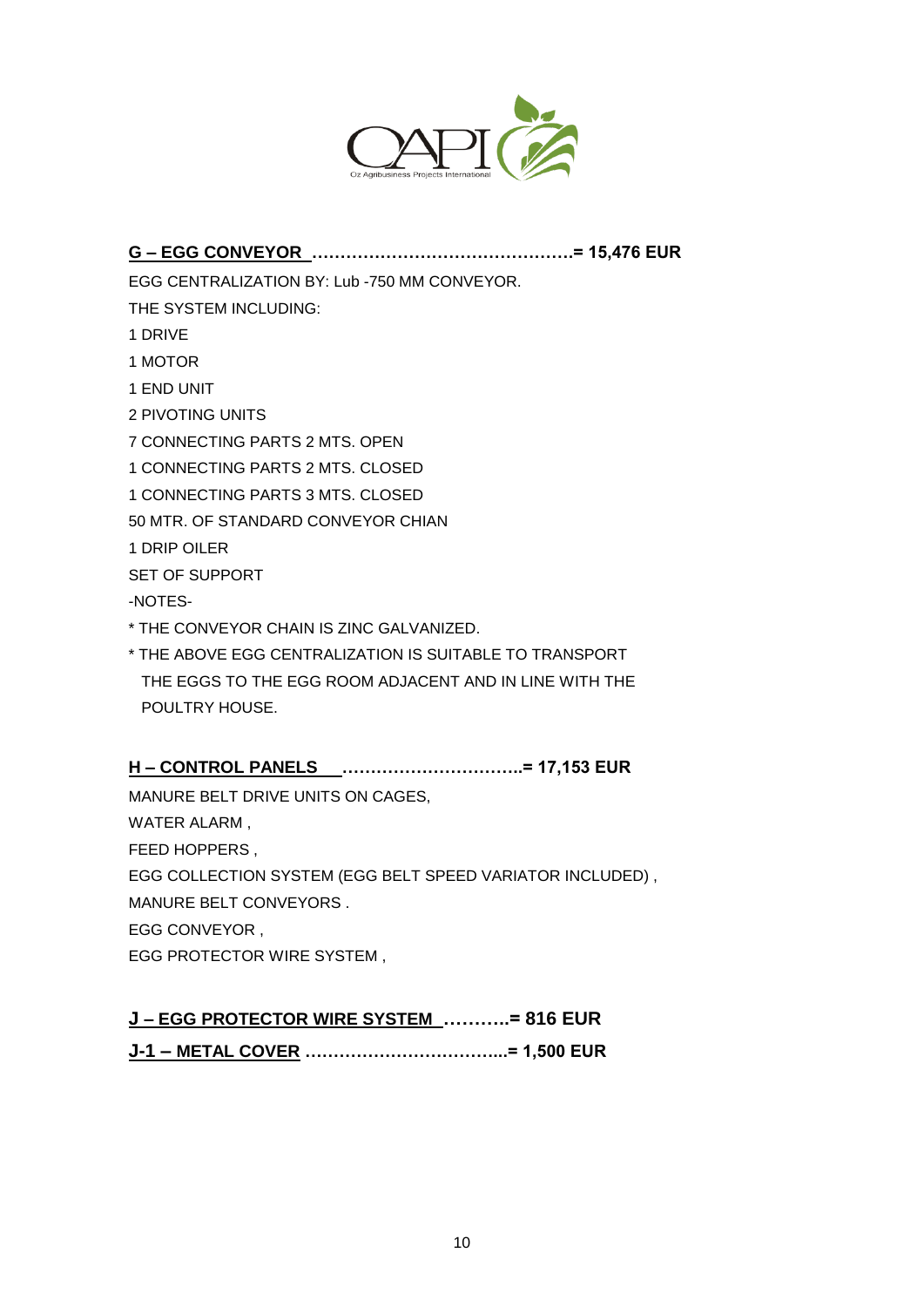**G – EGG CONVEYOR ……………………………………….= 15,476 EUR**

EGG CENTRALIZATION BY: Lub -750 MM CONVEYOR.

THE SYSTEM INCLUDING:

1 DRIVE

1 MOTOR

1 END UNIT

2 PIVOTING UNITS

7 CONNECTING PARTS 2 MTS. OPEN

1 CONNECTING PARTS 2 MTS. CLOSED

1 CONNECTING PARTS 3 MTS. CLOSED

50 MTR. OF STANDARD CONVEYOR CHIAN

1 DRIP OILER

SET OF SUPPORT

-NOTES-

* THE CONVEYOR CHAIN IS ZINC GALVANIZED.

* THE ABOVE EGG CENTRALIZATION IS SUITABLE TO TRANSPORT THE EGGS TO THE EGG ROOM ADJACENT AND IN LINE WITH THE POULTRY HOUSE.

**H – CONTROL PANELS …………………………..= 17,153 EUR**

MANURE BELT DRIVE UNITS ON CAGES,

WATER ALARM ,

FEED HOPPERS ,

EGG COLLECTION SYSTEM (EGG BELT SPEED VARIATOR INCLUDED) ,

MANURE BELT CONVEYORS .

EGG CONVEYOR ,

EGG PROTECTOR WIRE SYSTEM ,

**J – EGG PROTECTOR WIRE SYSTEM ………..= 816 EUR**

**J-1 – METAL COVER ……………………………...= 1,500 EUR**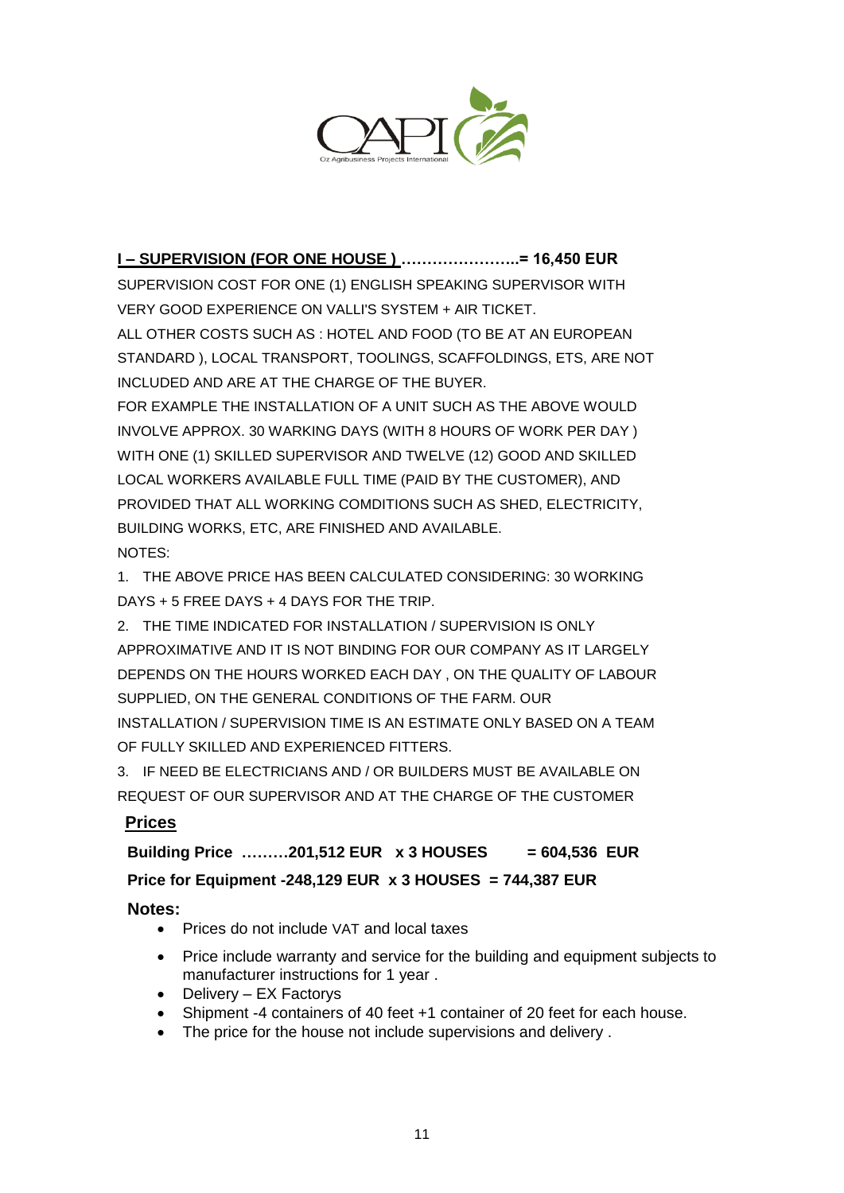OAPI
Oz Agribusiness Projects International

**I – SUPERVISION (FOR ONE HOUSE ) …………………..= 16,450 EUR**

SUPERVISION COST FOR ONE (1) ENGLISH SPEAKING SUPERVISOR WITH VERY GOOD EXPERIENCE ON VALLI'S SYSTEM + AIR TICKET.

ALL OTHER COSTS SUCH AS : HOTEL AND FOOD (TO BE AT AN EUROPEAN STANDARD ), LOCAL TRANSPORT, TOOLINGS, SCAFFOLDINGS, ETS, ARE NOT INCLUDED AND ARE AT THE CHARGE OF THE BUYER.

FOR EXAMPLE THE INSTALLATION OF A UNIT SUCH AS THE ABOVE WOULD INVOLVE APPROX. 30 WARKING DAYS (WITH 8 HOURS OF WORK PER DAY ) WITH ONE (1) SKILLED SUPERVISOR AND TWELVE (12) GOOD AND SKILLED LOCAL WORKERS AVAILABLE FULL TIME (PAID BY THE CUSTOMER), AND PROVIDED THAT ALL WORKING COMDITIONS SUCH AS SHED, ELECTRICITY, BUILDING WORKS, ETC, ARE FINISHED AND AVAILABLE.

NOTES:

1. THE ABOVE PRICE HAS BEEN CALCULATED CONSIDERING: 30 WORKING DAYS + 5 FREE DAYS + 4 DAYS FOR THE TRIP.
2. THE TIME INDICATED FOR INSTALLATION / SUPERVISION IS ONLY APPROXIMATIVE AND IT IS NOT BINDING FOR OUR COMPANY AS IT LARGELY DEPENDS ON THE HOURS WORKED EACH DAY , ON THE QUALITY OF LABOUR SUPPLIED, ON THE GENERAL CONDITIONS OF THE FARM. OUR INSTALLATION / SUPERVISION TIME IS AN ESTIMATE ONLY BASED ON A TEAM OF FULLY SKILLED AND EXPERIENCED FITTERS.
3. IF NEED BE ELECTRICIANS AND / OR BUILDERS MUST BE AVAILABLE ON REQUEST OF OUR SUPERVISOR AND AT THE CHARGE OF THE CUSTOMER

## Prices

**Building Price ………201,512 EUR x 3 HOUSES = 604,536 EUR**

**Price for Equipment -248,129 EUR x 3 HOUSES = 744,387 EUR**

**Notes:**

- Prices do not include VAT and local taxes
- Price include warranty and service for the building and equipment subjects to manufacturer instructions for 1 year .
- Delivery – EX Factorys
- Shipment -4 containers of 40 feet +1 container of 20 feet for each house.
- The price for the house not include supervisions and delivery .